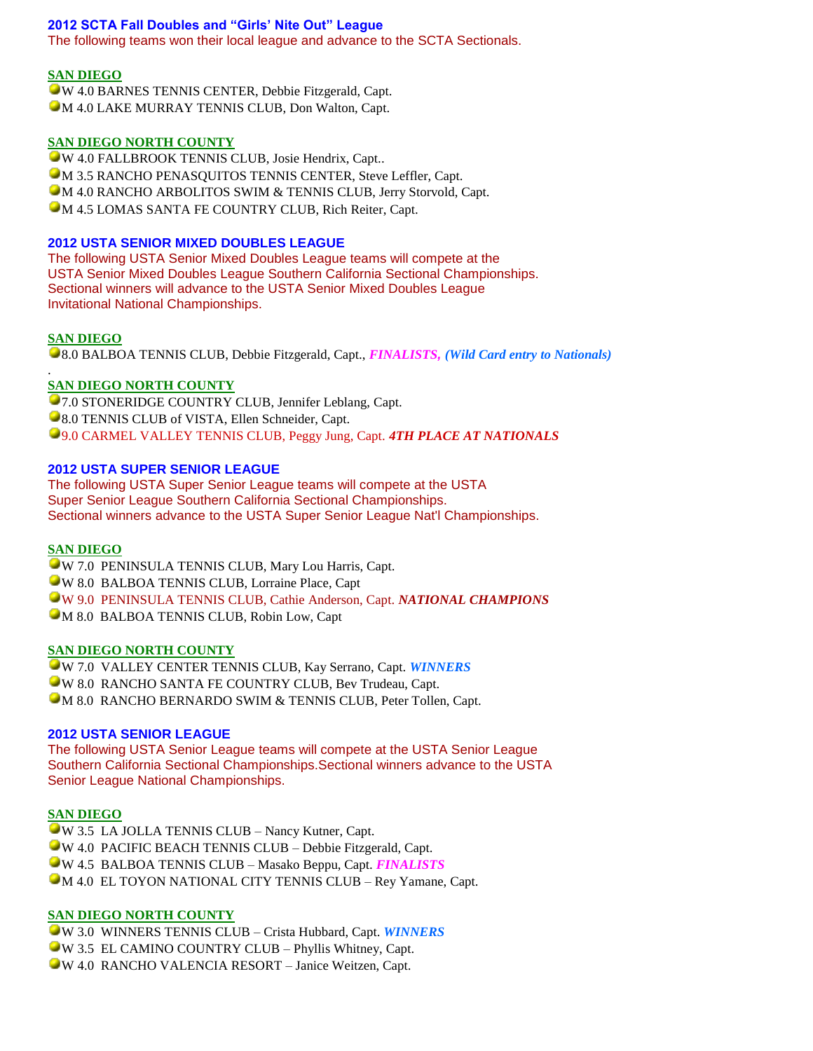## 2012 SCTA Fall Doubles and "Girls' Nite Out" League

The following teams won their local league and advance to the SCTA Sectionals.

### SAN DIEGO

- W 4.0 BARNES TENNIS CENTER, Debbie Fitzgerald, Capt.
- M 4.0 LAKE MURRAY TENNIS CLUB, Don Walton, Capt.

### SAN DIEGO NORTH COUNTY

- W 4.0 FALLBROOK TENNIS CLUB, Josie Hendrix, Capt..
- M 3.5 RANCHO PENASQUITOS TENNIS CENTER, Steve Leffler, Capt.
- M 4.0 RANCHO ARBOLITOS SWIM & TENNIS CLUB, Jerry Storvold, Capt.
- M 4.5 LOMAS SANTA FE COUNTRY CLUB, Rich Reiter, Capt.

## 2012 USTA SENIOR MIXED DOUBLES LEAGUE

The following USTA Senior Mixed Doubles League teams will compete at the USTA Senior Mixed Doubles League Southern California Sectional Championships. Sectional winners will advance to the USTA Senior Mixed Doubles League Invitational National Championships.

### SAN DIEGO

- 8.0 BALBOA TENNIS CLUB, Debbie Fitzgerald, Capt., ***FINALISTS,*** ***(Wild Card entry to Nationals)***

.

### SAN DIEGO NORTH COUNTY

- 7.0 STONERIDGE COUNTRY CLUB, Jennifer Leblang, Capt.
- 8.0 TENNIS CLUB of VISTA, Ellen Schneider, Capt.
- 9.0 CARMEL VALLEY TENNIS CLUB, Peggy Jung, Capt. ***4TH PLACE AT NATIONALS***

## 2012 USTA SUPER SENIOR LEAGUE

The following USTA Super Senior League teams will compete at the USTA Super Senior League Southern California Sectional Championships. Sectional winners advance to the USTA Super Senior League Nat'l Championships.

### SAN DIEGO

- W 7.0 PENINSULA TENNIS CLUB, Mary Lou Harris, Capt.
- W 8.0 BALBOA TENNIS CLUB, Lorraine Place, Capt
- W 9.0 PENINSULA TENNIS CLUB, Cathie Anderson, Capt. ***NATIONAL CHAMPIONS***
- M 8.0 BALBOA TENNIS CLUB, Robin Low, Capt

### SAN DIEGO NORTH COUNTY

- W 7.0 VALLEY CENTER TENNIS CLUB, Kay Serrano, Capt. ***WINNERS***
- W 8.0 RANCHO SANTA FE COUNTRY CLUB, Bev Trudeau, Capt.
- M 8.0 RANCHO BERNARDO SWIM & TENNIS CLUB, Peter Tollen, Capt.

## 2012 USTA SENIOR LEAGUE

The following USTA Senior League teams will compete at the USTA Senior League Southern California Sectional Championships.Sectional winners advance to the USTA Senior League National Championships.

### SAN DIEGO

- W 3.5 LA JOLLA TENNIS CLUB – Nancy Kutner, Capt.
- W 4.0 PACIFIC BEACH TENNIS CLUB – Debbie Fitzgerald, Capt.
- W 4.5 BALBOA TENNIS CLUB – Masako Beppu, Capt. ***FINALISTS***
- M 4.0 EL TOYON NATIONAL CITY TENNIS CLUB – Rey Yamane, Capt.

### SAN DIEGO NORTH COUNTY

- W 3.0 WINNERS TENNIS CLUB – Crista Hubbard, Capt. ***WINNERS***
- W 3.5 EL CAMINO COUNTRY CLUB – Phyllis Whitney, Capt.
- W 4.0 RANCHO VALENCIA RESORT – Janice Weitzen, Capt.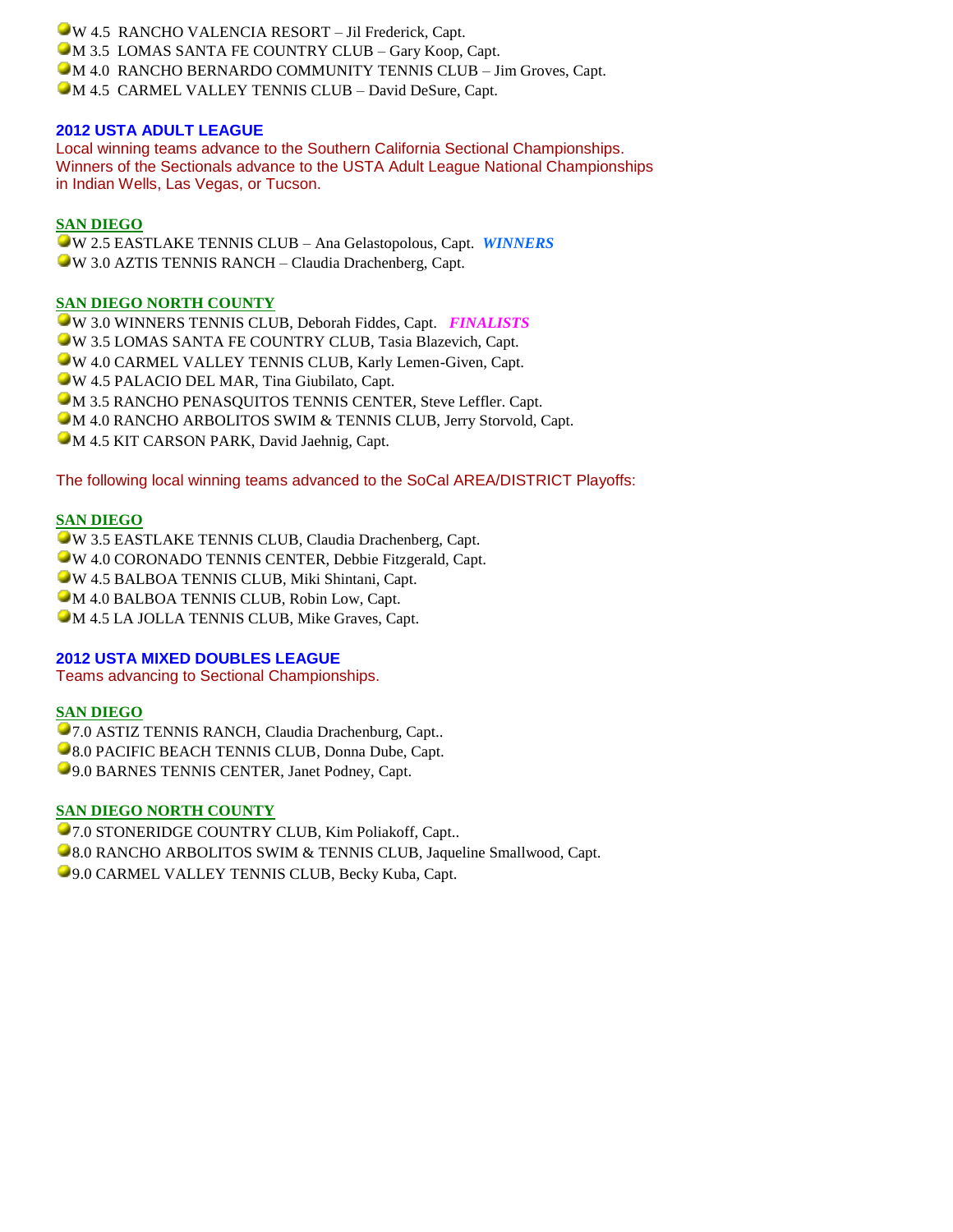- W 4.5 RANCHO VALENCIA RESORT – Jil Frederick, Capt.
- M 3.5 LOMAS SANTA FE COUNTRY CLUB – Gary Koop, Capt.
- M 4.0 RANCHO BERNARDO COMMUNITY TENNIS CLUB – Jim Groves, Capt.
- M 4.5 CARMEL VALLEY TENNIS CLUB – David DeSure, Capt.

## 2012 USTA ADULT LEAGUE

Local winning teams advance to the Southern California Sectional Championships.
Winners of the Sectionals advance to the USTA Adult League National Championships in Indian Wells, Las Vegas, or Tucson.

### SAN DIEGO

- W 2.5 EASTLAKE TENNIS CLUB – Ana Gelastopolous, Capt. ***WINNERS***
- W 3.0 AZTIS TENNIS RANCH – Claudia Drachenberg, Capt.

### SAN DIEGO NORTH COUNTY

- W 3.0 WINNERS TENNIS CLUB, Deborah Fiddes, Capt. ***FINALISTS***
- W 3.5 LOMAS SANTA FE COUNTRY CLUB, Tasia Blazevich, Capt.
- W 4.0 CARMEL VALLEY TENNIS CLUB, Karly Lemen-Given, Capt.
- W 4.5 PALACIO DEL MAR, Tina Giubilato, Capt.
- M 3.5 RANCHO PENASQUITOS TENNIS CENTER, Steve Leffler. Capt.
- M 4.0 RANCHO ARBOLITOS SWIM & TENNIS CLUB, Jerry Storvold, Capt.
- M 4.5 KIT CARSON PARK, David Jaehnig, Capt.

The following local winning teams advanced to the SoCal AREA/DISTRICT Playoffs:

### SAN DIEGO

- W 3.5 EASTLAKE TENNIS CLUB, Claudia Drachenberg, Capt.
- W 4.0 CORONADO TENNIS CENTER, Debbie Fitzgerald, Capt.
- W 4.5 BALBOA TENNIS CLUB, Miki Shintani, Capt.
- M 4.0 BALBOA TENNIS CLUB, Robin Low, Capt.
- M 4.5 LA JOLLA TENNIS CLUB, Mike Graves, Capt.

## 2012 USTA MIXED DOUBLES LEAGUE

Teams advancing to Sectional Championships.

### SAN DIEGO

- 7.0 ASTIZ TENNIS RANCH, Claudia Drachenburg, Capt..
- 8.0 PACIFIC BEACH TENNIS CLUB, Donna Dube, Capt.
- 9.0 BARNES TENNIS CENTER, Janet Podney, Capt.

### SAN DIEGO NORTH COUNTY

- 7.0 STONERIDGE COUNTRY CLUB, Kim Poliakoff, Capt..
- 8.0 RANCHO ARBOLITOS SWIM & TENNIS CLUB, Jaqueline Smallwood, Capt.
- 9.0 CARMEL VALLEY TENNIS CLUB, Becky Kuba, Capt.